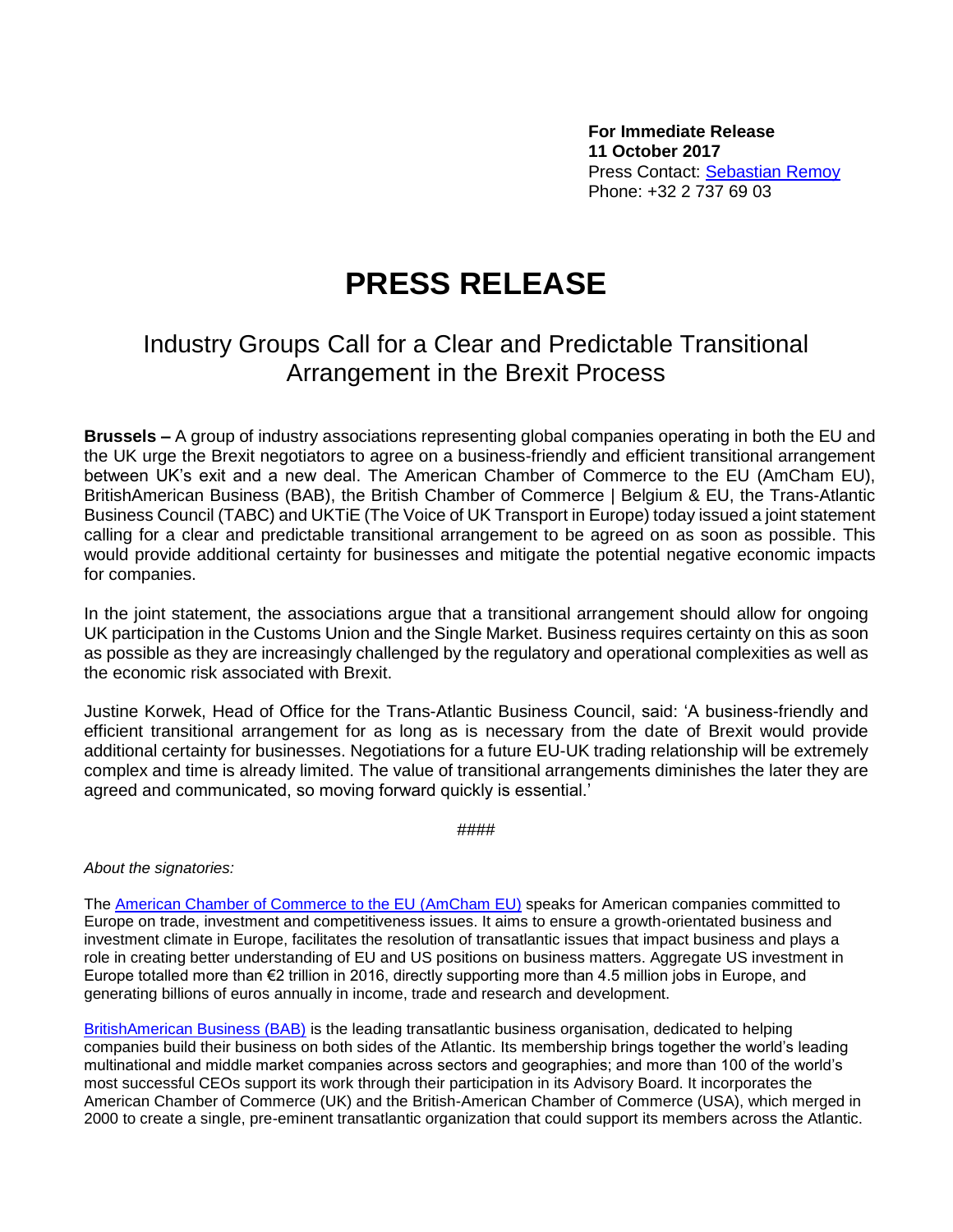**For Immediate Release**
**11 October 2017**
Press Contact: [Sebastian Remoy]
Phone: +32 2 737 69 03

# PRESS RELEASE

## Industry Groups Call for a Clear and Predictable Transitional Arrangement in the Brexit Process

**Brussels –** A group of industry associations representing global companies operating in both the EU and the UK urge the Brexit negotiators to agree on a business-friendly and efficient transitional arrangement between UK's exit and a new deal. The American Chamber of Commerce to the EU (AmCham EU), BritishAmerican Business (BAB), the British Chamber of Commerce | Belgium & EU, the Trans-Atlantic Business Council (TABC) and UKTiE (The Voice of UK Transport in Europe) today issued a joint statement calling for a clear and predictable transitional arrangement to be agreed on as soon as possible. This would provide additional certainty for businesses and mitigate the potential negative economic impacts for companies.

In the joint statement, the associations argue that a transitional arrangement should allow for ongoing UK participation in the Customs Union and the Single Market. Business requires certainty on this as soon as possible as they are increasingly challenged by the regulatory and operational complexities as well as the economic risk associated with Brexit.

Justine Korwek, Head of Office for the Trans-Atlantic Business Council, said: 'A business-friendly and efficient transitional arrangement for as long as is necessary from the date of Brexit would provide additional certainty for businesses. Negotiations for a future EU-UK trading relationship will be extremely complex and time is already limited. The value of transitional arrangements diminishes the later they are agreed and communicated, so moving forward quickly is essential.'

####

*About the signatories:*

The American Chamber of Commerce to the EU (AmCham EU) speaks for American companies committed to Europe on trade, investment and competitiveness issues. It aims to ensure a growth-orientated business and investment climate in Europe, facilitates the resolution of transatlantic issues that impact business and plays a role in creating better understanding of EU and US positions on business matters. Aggregate US investment in Europe totalled more than €2 trillion in 2016, directly supporting more than 4.5 million jobs in Europe, and generating billions of euros annually in income, trade and research and development.

BritishAmerican Business (BAB) is the leading transatlantic business organisation, dedicated to helping companies build their business on both sides of the Atlantic. Its membership brings together the world's leading multinational and middle market companies across sectors and geographies; and more than 100 of the world's most successful CEOs support its work through their participation in its Advisory Board. It incorporates the American Chamber of Commerce (UK) and the British-American Chamber of Commerce (USA), which merged in 2000 to create a single, pre-eminent transatlantic organization that could support its members across the Atlantic.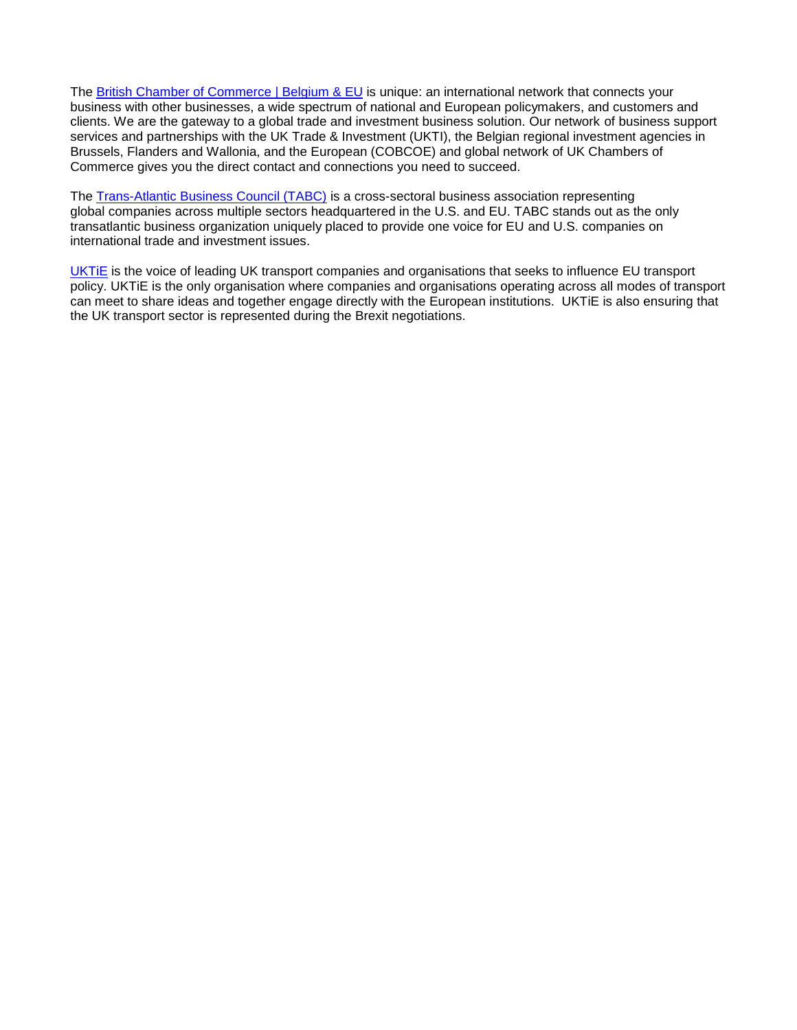The British Chamber of Commerce | Belgium & EU is unique: an international network that connects your business with other businesses, a wide spectrum of national and European policymakers, and customers and clients. We are the gateway to a global trade and investment business solution. Our network of business support services and partnerships with the UK Trade & Investment (UKTI), the Belgian regional investment agencies in Brussels, Flanders and Wallonia, and the European (COBCOE) and global network of UK Chambers of Commerce gives you the direct contact and connections you need to succeed.

The Trans-Atlantic Business Council (TABC) is a cross-sectoral business association representing global companies across multiple sectors headquartered in the U.S. and EU. TABC stands out as the only transatlantic business organization uniquely placed to provide one voice for EU and U.S. companies on international trade and investment issues.

UKTiE is the voice of leading UK transport companies and organisations that seeks to influence EU transport policy. UKTiE is the only organisation where companies and organisations operating across all modes of transport can meet to share ideas and together engage directly with the European institutions. UKTiE is also ensuring that the UK transport sector is represented during the Brexit negotiations.